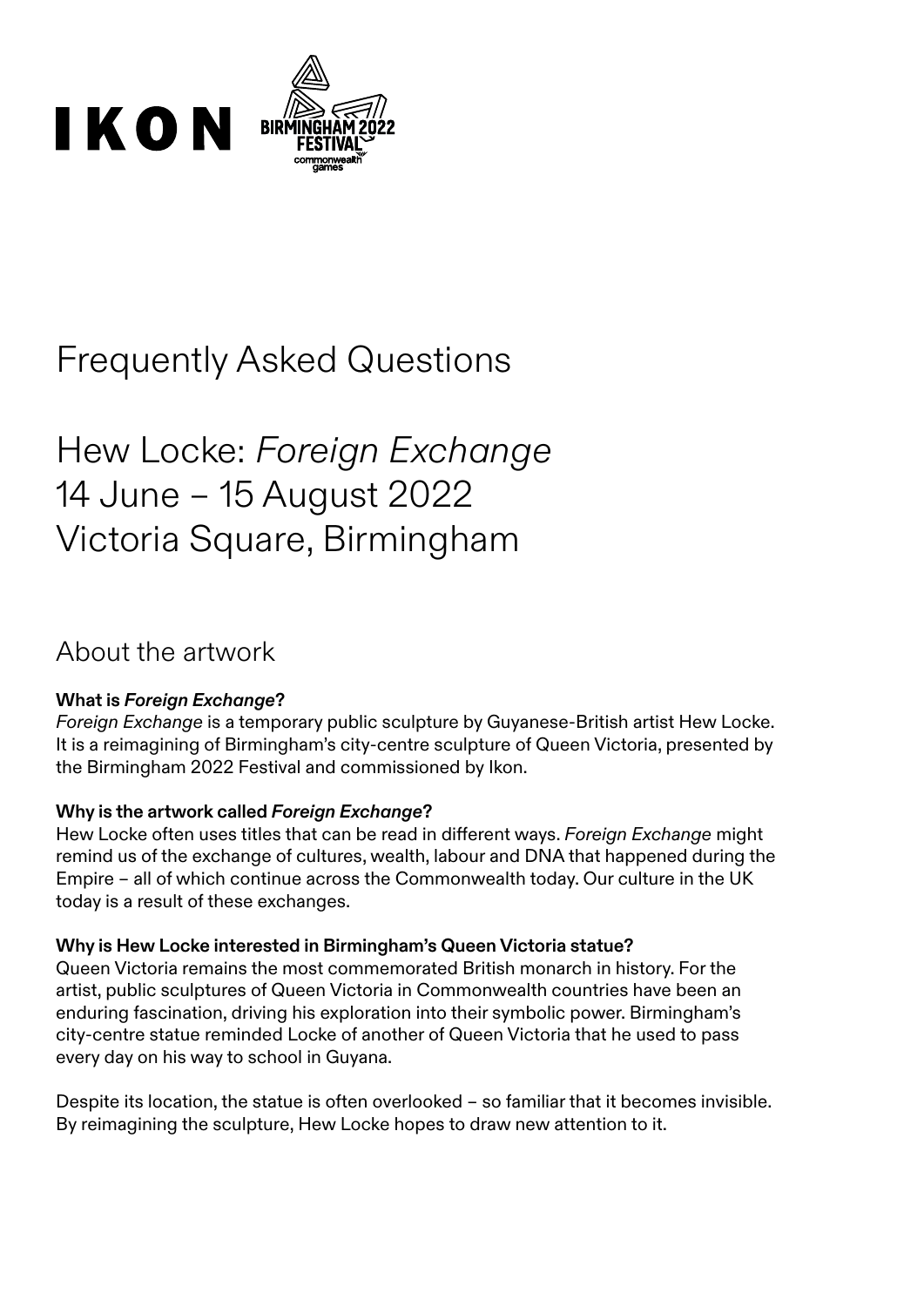IKON

BIRMINGHAM 2022 FESTIVAL
commonwealth games

# Frequently Asked Questions

# Hew Locke: *Foreign Exchange*
# 14 June – 15 August 2022
# Victoria Square, Birmingham

## About the artwork

**What is *Foreign Exchange*?**
*Foreign Exchange* is a temporary public sculpture by Guyanese-British artist Hew Locke. It is a reimagining of Birmingham's city-centre sculpture of Queen Victoria, presented by the Birmingham 2022 Festival and commissioned by Ikon.

**Why is the artwork called *Foreign Exchange*?**
Hew Locke often uses titles that can be read in different ways. *Foreign Exchange* might remind us of the exchange of cultures, wealth, labour and DNA that happened during the Empire – all of which continue across the Commonwealth today. Our culture in the UK today is a result of these exchanges.

**Why is Hew Locke interested in Birmingham's Queen Victoria statue?**
Queen Victoria remains the most commemorated British monarch in history. For the artist, public sculptures of Queen Victoria in Commonwealth countries have been an enduring fascination, driving his exploration into their symbolic power. Birmingham's city-centre statue reminded Locke of another of Queen Victoria that he used to pass every day on his way to school in Guyana.

Despite its location, the statue is often overlooked – so familiar that it becomes invisible. By reimagining the sculpture, Hew Locke hopes to draw new attention to it.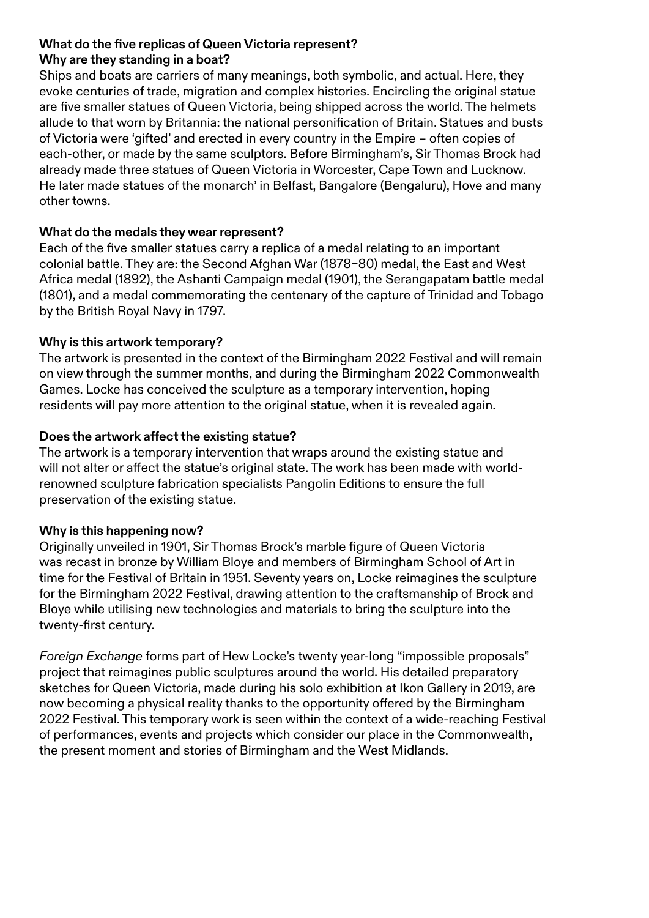**What do the five replicas of Queen Victoria represent?**
**Why are they standing in a boat?**

Ships and boats are carriers of many meanings, both symbolic, and actual. Here, they evoke centuries of trade, migration and complex histories. Encircling the original statue are five smaller statues of Queen Victoria, being shipped across the world. The helmets allude to that worn by Britannia: the national personification of Britain. Statues and busts of Victoria were 'gifted' and erected in every country in the Empire – often copies of each-other, or made by the same sculptors. Before Birmingham's, Sir Thomas Brock had already made three statues of Queen Victoria in Worcester, Cape Town and Lucknow. He later made statues of the monarch' in Belfast, Bangalore (Bengaluru), Hove and many other towns.

**What do the medals they wear represent?**

Each of the five smaller statues carry a replica of a medal relating to an important colonial battle. They are: the Second Afghan War (1878–80) medal, the East and West Africa medal (1892), the Ashanti Campaign medal (1901), the Serangapatam battle medal (1801), and a medal commemorating the centenary of the capture of Trinidad and Tobago by the British Royal Navy in 1797.

**Why is this artwork temporary?**

The artwork is presented in the context of the Birmingham 2022 Festival and will remain on view through the summer months, and during the Birmingham 2022 Commonwealth Games. Locke has conceived the sculpture as a temporary intervention, hoping residents will pay more attention to the original statue, when it is revealed again.

**Does the artwork affect the existing statue?**

The artwork is a temporary intervention that wraps around the existing statue and will not alter or affect the statue's original state. The work has been made with world-renowned sculpture fabrication specialists Pangolin Editions to ensure the full preservation of the existing statue.

**Why is this happening now?**

Originally unveiled in 1901, Sir Thomas Brock's marble figure of Queen Victoria was recast in bronze by William Bloye and members of Birmingham School of Art in time for the Festival of Britain in 1951. Seventy years on, Locke reimagines the sculpture for the Birmingham 2022 Festival, drawing attention to the craftsmanship of Brock and Bloye while utilising new technologies and materials to bring the sculpture into the twenty-first century.

*Foreign Exchange* forms part of Hew Locke's twenty year-long "impossible proposals" project that reimagines public sculptures around the world. His detailed preparatory sketches for Queen Victoria, made during his solo exhibition at Ikon Gallery in 2019, are now becoming a physical reality thanks to the opportunity offered by the Birmingham 2022 Festival. This temporary work is seen within the context of a wide-reaching Festival of performances, events and projects which consider our place in the Commonwealth, the present moment and stories of Birmingham and the West Midlands.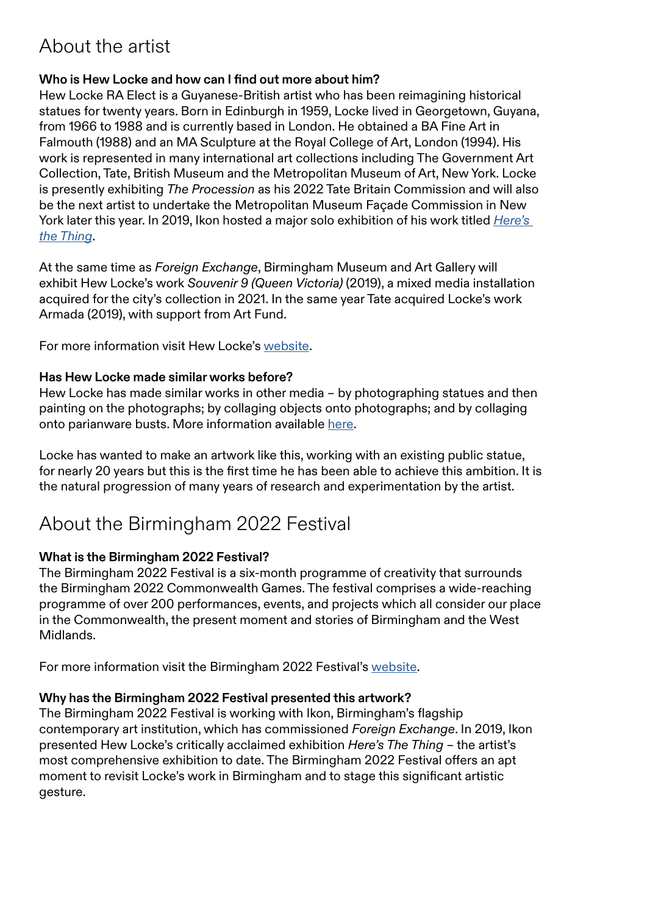# About the artist

**Who is Hew Locke and how can I find out more about him?**
Hew Locke RA Elect is a Guyanese-British artist who has been reimagining historical statues for twenty years. Born in Edinburgh in 1959, Locke lived in Georgetown, Guyana, from 1966 to 1988 and is currently based in London. He obtained a BA Fine Art in Falmouth (1988) and an MA Sculpture at the Royal College of Art, London (1994). His work is represented in many international art collections including The Government Art Collection, Tate, British Museum and the Metropolitan Museum of Art, New York. Locke is presently exhibiting *The Procession* as his 2022 Tate Britain Commission and will also be the next artist to undertake the Metropolitan Museum Façade Commission in New York later this year. In 2019, Ikon hosted a major solo exhibition of his work titled *Here's the Thing*.

At the same time as *Foreign Exchange*, Birmingham Museum and Art Gallery will exhibit Hew Locke's work *Souvenir 9 (Queen Victoria)* (2019), a mixed media installation acquired for the city's collection in 2021. In the same year Tate acquired Locke's work Armada (2019), with support from Art Fund.

For more information visit Hew Locke's website.

**Has Hew Locke made similar works before?**
Hew Locke has made similar works in other media – by photographing statues and then painting on the photographs; by collaging objects onto photographs; and by collaging onto parianware busts. More information available here.

Locke has wanted to make an artwork like this, working with an existing public statue, for nearly 20 years but this is the first time he has been able to achieve this ambition. It is the natural progression of many years of research and experimentation by the artist.

# About the Birmingham 2022 Festival

**What is the Birmingham 2022 Festival?**
The Birmingham 2022 Festival is a six-month programme of creativity that surrounds the Birmingham 2022 Commonwealth Games. The festival comprises a wide-reaching programme of over 200 performances, events, and projects which all consider our place in the Commonwealth, the present moment and stories of Birmingham and the West Midlands.

For more information visit the Birmingham 2022 Festival's website.

**Why has the Birmingham 2022 Festival presented this artwork?**
The Birmingham 2022 Festival is working with Ikon, Birmingham's flagship contemporary art institution, which has commissioned *Foreign Exchange*. In 2019, Ikon presented Hew Locke's critically acclaimed exhibition *Here's The Thing* – the artist's most comprehensive exhibition to date. The Birmingham 2022 Festival offers an apt moment to revisit Locke's work in Birmingham and to stage this significant artistic gesture.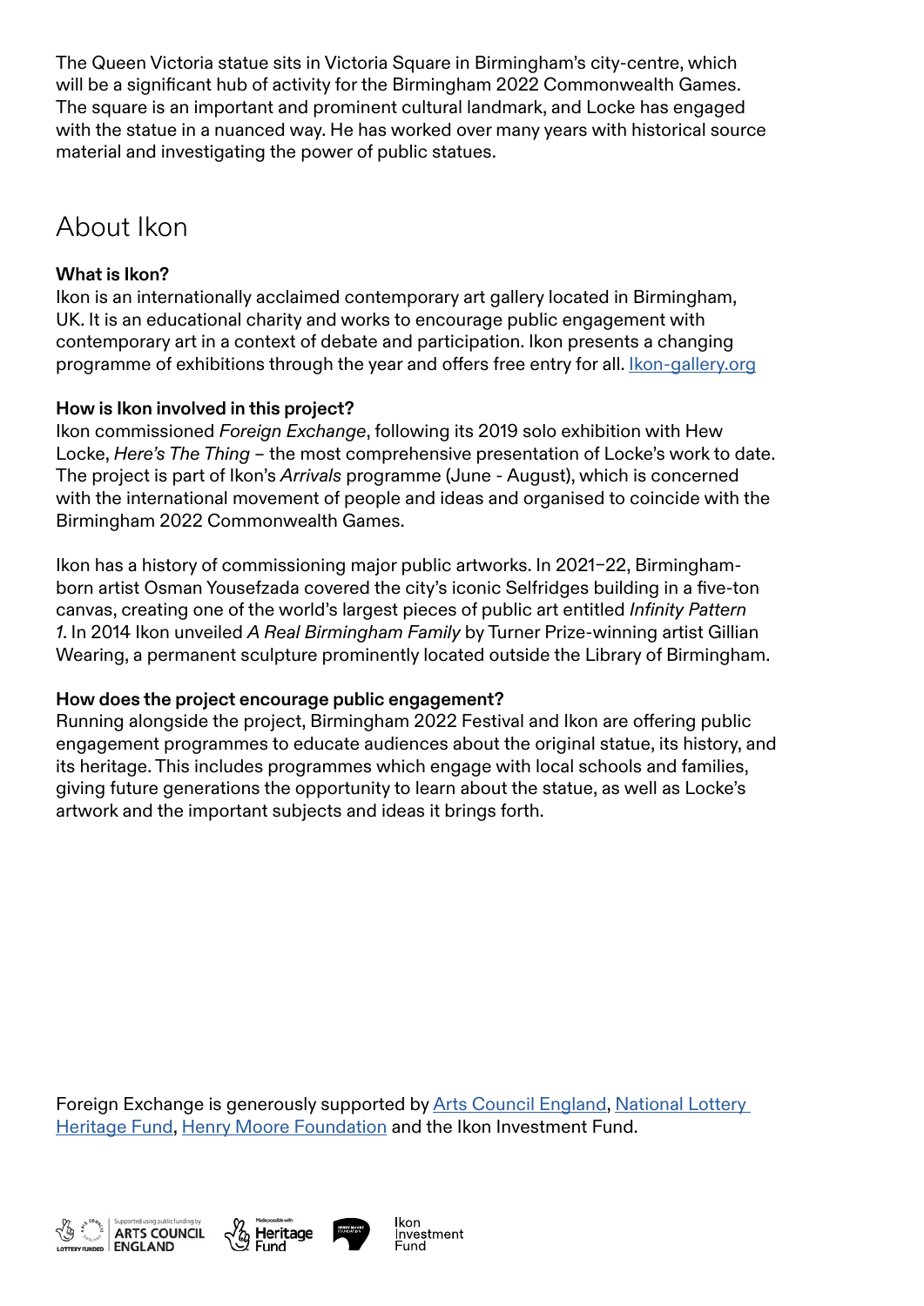The Queen Victoria statue sits in Victoria Square in Birmingham's city-centre, which will be a significant hub of activity for the Birmingham 2022 Commonwealth Games. The square is an important and prominent cultural landmark, and Locke has engaged with the statue in a nuanced way. He has worked over many years with historical source material and investigating the power of public statues.

## About Ikon

**What is Ikon?**
Ikon is an internationally acclaimed contemporary art gallery located in Birmingham, UK. It is an educational charity and works to encourage public engagement with contemporary art in a context of debate and participation. Ikon presents a changing programme of exhibitions through the year and offers free entry for all. [Ikon-gallery.org](Ikon-gallery.org)

**How is Ikon involved in this project?**
Ikon commissioned *Foreign Exchange*, following its 2019 solo exhibition with Hew Locke, *Here's The Thing* – the most comprehensive presentation of Locke's work to date. The project is part of Ikon's *Arrivals* programme (June - August), which is concerned with the international movement of people and ideas and organised to coincide with the Birmingham 2022 Commonwealth Games.

Ikon has a history of commissioning major public artworks. In 2021–22, Birmingham-born artist Osman Yousefzada covered the city's iconic Selfridges building in a five-ton canvas, creating one of the world's largest pieces of public art entitled *Infinity Pattern 1*. In 2014 Ikon unveiled *A Real Birmingham Family* by Turner Prize-winning artist Gillian Wearing, a permanent sculpture prominently located outside the Library of Birmingham.

**How does the project encourage public engagement?**
Running alongside the project, Birmingham 2022 Festival and Ikon are offering public engagement programmes to educate audiences about the original statue, its history, and its heritage. This includes programmes which engage with local schools and families, giving future generations the opportunity to learn about the statue, as well as Locke's artwork and the important subjects and ideas it brings forth.

Foreign Exchange is generously supported by Arts Council England, National Lottery Heritage Fund, Henry Moore Foundation and the Ikon Investment Fund.

LOTTERY FUNDED | Supported using public funding by ARTS COUNCIL ENGLAND

Made possible with Heritage Fund

HENRY MOORE FOUNDATION

Ikon Investment Fund